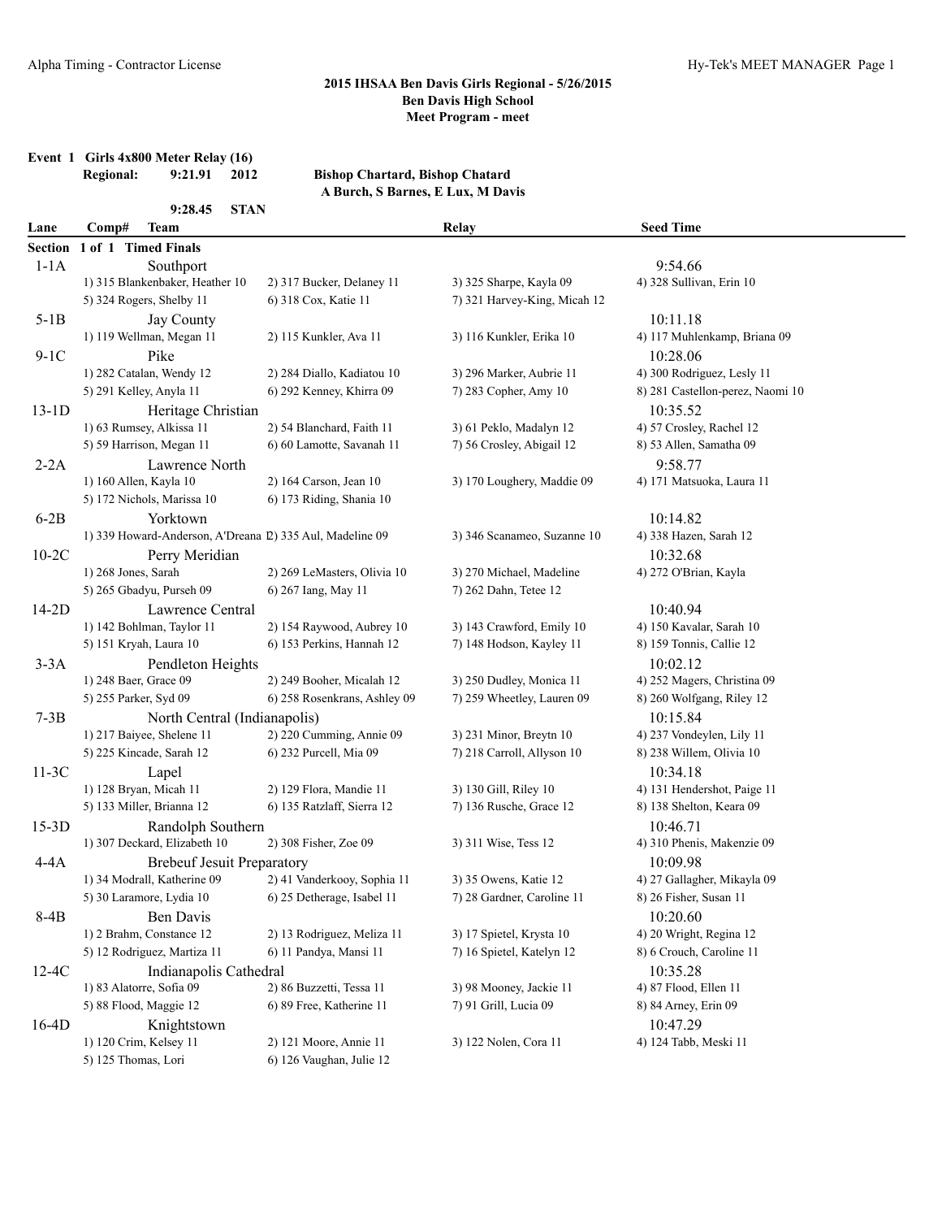## 2015 IHSAA Ben Davis Girls Regional - 5/26/2015
## Ben Davis High School
## Meet Program - meet

### Event 1 Girls 4x800 Meter Relay (16)

**Regional:** **9:21.91** **2012** **Bishop Chartard, Bishop Chatard**
**A Burch, S Barnes, E Lux, M Davis**

**9:28.45** **STAN**

| Lane | Comp# Team | | Relay | Seed Time |
|---|---|---|---|---|
| **Section 1 of 1 Timed Finals** | | | | |
| 1-1A | Southport | | | 9:54.66 |
| | 1) 315 Blankenbaker, Heather 10 | 2) 317 Bucker, Delaney 11 | 3) 325 Sharpe, Kayla 09 | 4) 328 Sullivan, Erin 10 |
| | 5) 324 Rogers, Shelby 11 | 6) 318 Cox, Katie 11 | 7) 321 Harvey-King, Micah 12 | |
| 5-1B | Jay County | | | 10:11.18 |
| | 1) 119 Wellman, Megan 11 | 2) 115 Kunkler, Ava 11 | 3) 116 Kunkler, Erika 10 | 4) 117 Muhlenkamp, Briana 09 |
| 9-1C | Pike | | | 10:28.06 |
| | 1) 282 Catalan, Wendy 12 | 2) 284 Diallo, Kadiatou 10 | 3) 296 Marker, Aubrie 11 | 4) 300 Rodriguez, Lesly 11 |
| | 5) 291 Kelley, Anyla 11 | 6) 292 Kenney, Khirra 09 | 7) 283 Copher, Amy 10 | 8) 281 Castellon-perez, Naomi 10 |
| 13-1D | Heritage Christian | | | 10:35.52 |
| | 1) 63 Rumsey, Alkissa 11 | 2) 54 Blanchard, Faith 11 | 3) 61 Peklo, Madalyn 12 | 4) 57 Crosley, Rachel 12 |
| | 5) 59 Harrison, Megan 11 | 6) 60 Lamotte, Savanah 11 | 7) 56 Crosley, Abigail 12 | 8) 53 Allen, Samatha 09 |
| 2-2A | Lawrence North | | | 9:58.77 |
| | 1) 160 Allen, Kayla 10 | 2) 164 Carson, Jean 10 | 3) 170 Loughery, Maddie 09 | 4) 171 Matsuoka, Laura 11 |
| | 5) 172 Nichols, Marissa 10 | 6) 173 Riding, Shania 10 | | |
| 6-2B | Yorktown | | | 10:14.82 |
| | 1) 339 Howard-Anderson, A'Dreana 12 | 2) 335 Aul, Madeline 09 | 3) 346 Scanameo, Suzanne 10 | 4) 338 Hazen, Sarah 12 |
| 10-2C | Perry Meridian | | | 10:32.68 |
| | 1) 268 Jones, Sarah | 2) 269 LeMasters, Olivia 10 | 3) 270 Michael, Madeline | 4) 272 O'Brian, Kayla |
| | 5) 265 Gbadyu, Purseh 09 | 6) 267 Iang, May 11 | 7) 262 Dahn, Tetee 12 | |
| 14-2D | Lawrence Central | | | 10:40.94 |
| | 1) 142 Bohlman, Taylor 11 | 2) 154 Raywood, Aubrey 10 | 3) 143 Crawford, Emily 10 | 4) 150 Kavalar, Sarah 10 |
| | 5) 151 Kryah, Laura 10 | 6) 153 Perkins, Hannah 12 | 7) 148 Hodson, Kayley 11 | 8) 159 Tonnis, Callie 12 |
| 3-3A | Pendleton Heights | | | 10:02.12 |
| | 1) 248 Baer, Grace 09 | 2) 249 Booher, Micalah 12 | 3) 250 Dudley, Monica 11 | 4) 252 Magers, Christina 09 |
| | 5) 255 Parker, Syd 09 | 6) 258 Rosenkrans, Ashley 09 | 7) 259 Wheetley, Lauren 09 | 8) 260 Wolfgang, Riley 12 |
| 7-3B | North Central (Indianapolis) | | | 10:15.84 |
| | 1) 217 Baiyee, Shelene 11 | 2) 220 Cumming, Annie 09 | 3) 231 Minor, Breytn 10 | 4) 237 Vondeylen, Lily 11 |
| | 5) 225 Kincade, Sarah 12 | 6) 232 Purcell, Mia 09 | 7) 218 Carroll, Allyson 10 | 8) 238 Willem, Olivia 10 |
| 11-3C | Lapel | | | 10:34.18 |
| | 1) 128 Bryan, Micah 11 | 2) 129 Flora, Mandie 11 | 3) 130 Gill, Riley 10 | 4) 131 Hendershot, Paige 11 |
| | 5) 133 Miller, Brianna 12 | 6) 135 Ratzlaff, Sierra 12 | 7) 136 Rusche, Grace 12 | 8) 138 Shelton, Keara 09 |
| 15-3D | Randolph Southern | | | 10:46.71 |
| | 1) 307 Deckard, Elizabeth 10 | 2) 308 Fisher, Zoe 09 | 3) 311 Wise, Tess 12 | 4) 310 Phenis, Makenzie 09 |
| 4-4A | Brebeuf Jesuit Preparatory | | | 10:09.98 |
| | 1) 34 Modrall, Katherine 09 | 2) 41 Vanderkooy, Sophia 11 | 3) 35 Owens, Katie 12 | 4) 27 Gallagher, Mikayla 09 |
| | 5) 30 Laramore, Lydia 10 | 6) 25 Detherage, Isabel 11 | 7) 28 Gardner, Caroline 11 | 8) 26 Fisher, Susan 11 |
| 8-4B | Ben Davis | | | 10:20.60 |
| | 1) 2 Brahm, Constance 12 | 2) 13 Rodriguez, Meliza 11 | 3) 17 Spietel, Krysta 10 | 4) 20 Wright, Regina 12 |
| | 5) 12 Rodriguez, Martiza 11 | 6) 11 Pandya, Mansi 11 | 7) 16 Spietel, Katelyn 12 | 8) 6 Crouch, Caroline 11 |
| 12-4C | Indianapolis Cathedral | | | 10:35.28 |
| | 1) 83 Alatorre, Sofia 09 | 2) 86 Buzzetti, Tessa 11 | 3) 98 Mooney, Jackie 11 | 4) 87 Flood, Ellen 11 |
| | 5) 88 Flood, Maggie 12 | 6) 89 Free, Katherine 11 | 7) 91 Grill, Lucia 09 | 8) 84 Arney, Erin 09 |
| 16-4D | Knightstown | | | 10:47.29 |
| | 1) 120 Crim, Kelsey 11 | 2) 121 Moore, Annie 11 | 3) 122 Nolen, Cora 11 | 4) 124 Tabb, Meski 11 |
| | 5) 125 Thomas, Lori | 6) 126 Vaughan, Julie 12 | | |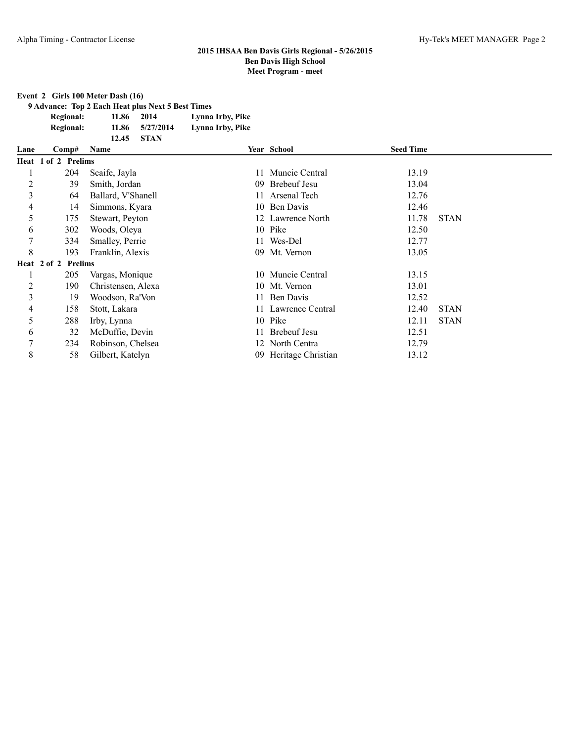**2015 IHSAA Ben Davis Girls Regional - 5/26/2015**
**Ben Davis High School**
**Meet Program - meet**

**Event 2 Girls 100 Meter Dash (16)**

**9 Advance: Top 2 Each Heat plus Next 5 Best Times**

| | | | |
|---|---|---|---|
| **Regional:** | **11.86** | **2014** | **Lynna Irby, Pike** |
| **Regional:** | **11.86** | **5/27/2014** | **Lynna Irby, Pike** |
| | **12.45** | **STAN** | |

| Lane | Comp# | Name | Year | School | Seed Time | |
|---|---|---|---|---|---|---|
| **Heat 1 of 2 Prelims** | | | | | | |
| 1 | 204 | Scaife, Jayla | 11 | Muncie Central | 13.19 | |
| 2 | 39 | Smith, Jordan | 09 | Brebeuf Jesu | 13.04 | |
| 3 | 64 | Ballard, V'Shanell | 11 | Arsenal Tech | 12.76 | |
| 4 | 14 | Simmons, Kyara | 10 | Ben Davis | 12.46 | |
| 5 | 175 | Stewart, Peyton | 12 | Lawrence North | 11.78 | STAN |
| 6 | 302 | Woods, Oleya | 10 | Pike | 12.50 | |
| 7 | 334 | Smalley, Perrie | 11 | Wes-Del | 12.77 | |
| 8 | 193 | Franklin, Alexis | 09 | Mt. Vernon | 13.05 | |
| **Heat 2 of 2 Prelims** | | | | | | |
| 1 | 205 | Vargas, Monique | 10 | Muncie Central | 13.15 | |
| 2 | 190 | Christensen, Alexa | 10 | Mt. Vernon | 13.01 | |
| 3 | 19 | Woodson, Ra'Von | 11 | Ben Davis | 12.52 | |
| 4 | 158 | Stott, Lakara | 11 | Lawrence Central | 12.40 | STAN |
| 5 | 288 | Irby, Lynna | 10 | Pike | 12.11 | STAN |
| 6 | 32 | McDuffie, Devin | 11 | Brebeuf Jesu | 12.51 | |
| 7 | 234 | Robinson, Chelsea | 12 | North Centra | 12.79 | |
| 8 | 58 | Gilbert, Katelyn | 09 | Heritage Christian | 13.12 | |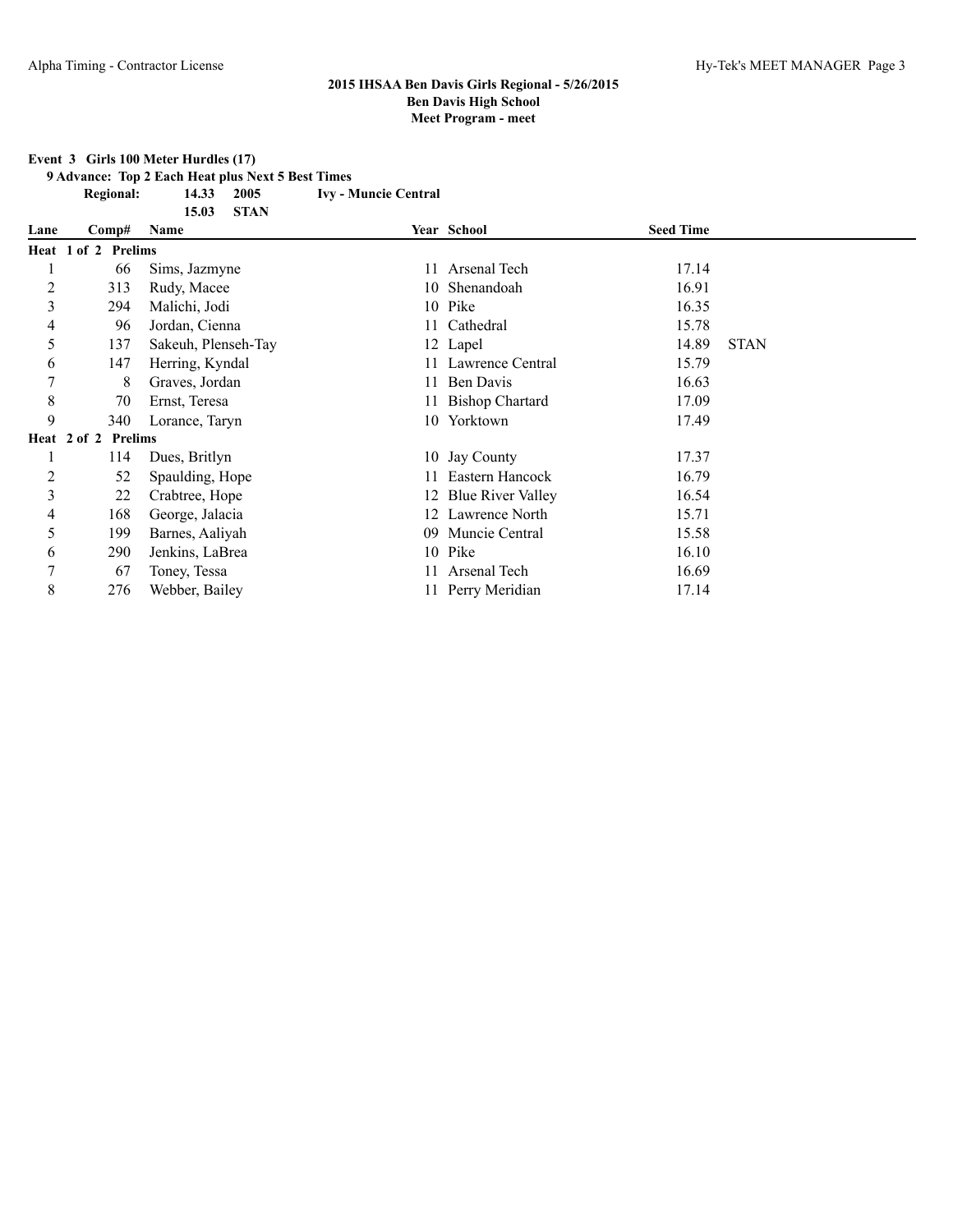## 2015 IHSAA Ben Davis Girls Regional - 5/26/2015
## Ben Davis High School
## Meet Program - meet

**Event 3 Girls 100 Meter Hurdles (17)**

**9 Advance: Top 2 Each Heat plus Next 5 Best Times**

| | | | |
|---|---|---|---|
| **Regional:** | **14.33** | **2005** | **Ivy - Muncie Central** |
| | **15.03** | **STAN** | |

| Lane | Comp# | Name | Year | School | Seed Time | |
|---|---|---|---|---|---|---|
| **Heat 1 of 2 Prelims** | | | | | | |
| 1 | 66 | Sims, Jazmyne | 11 | Arsenal Tech | 17.14 | |
| 2 | 313 | Rudy, Macee | 10 | Shenandoah | 16.91 | |
| 3 | 294 | Malichi, Jodi | 10 | Pike | 16.35 | |
| 4 | 96 | Jordan, Cienna | 11 | Cathedral | 15.78 | |
| 5 | 137 | Sakeuh, Plenseh-Tay | 12 | Lapel | 14.89 | STAN |
| 6 | 147 | Herring, Kyndal | 11 | Lawrence Central | 15.79 | |
| 7 | 8 | Graves, Jordan | 11 | Ben Davis | 16.63 | |
| 8 | 70 | Ernst, Teresa | 11 | Bishop Chartard | 17.09 | |
| 9 | 340 | Lorance, Taryn | 10 | Yorktown | 17.49 | |
| **Heat 2 of 2 Prelims** | | | | | | |
| 1 | 114 | Dues, Britlyn | 10 | Jay County | 17.37 | |
| 2 | 52 | Spaulding, Hope | 11 | Eastern Hancock | 16.79 | |
| 3 | 22 | Crabtree, Hope | 12 | Blue River Valley | 16.54 | |
| 4 | 168 | George, Jalacia | 12 | Lawrence North | 15.71 | |
| 5 | 199 | Barnes, Aaliyah | 09 | Muncie Central | 15.58 | |
| 6 | 290 | Jenkins, LaBrea | 10 | Pike | 16.10 | |
| 7 | 67 | Toney, Tessa | 11 | Arsenal Tech | 16.69 | |
| 8 | 276 | Webber, Bailey | 11 | Perry Meridian | 17.14 | |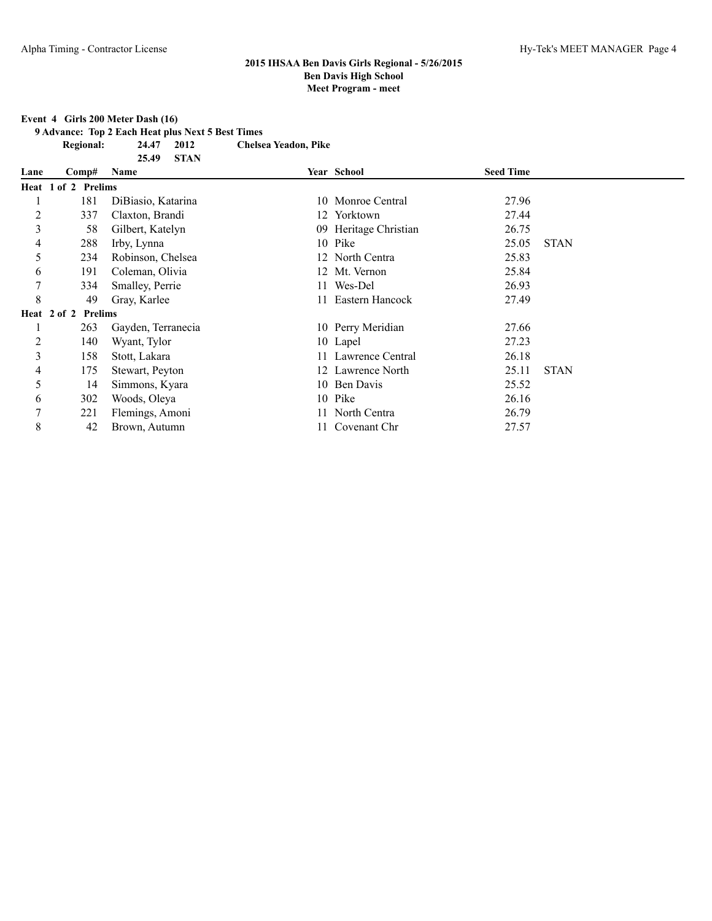## 2015 IHSAA Ben Davis Girls Regional - 5/26/2015
### Ben Davis High School
### Meet Program - meet

**Event 4 Girls 200 Meter Dash (16)**

**9 Advance: Top 2 Each Heat plus Next 5 Best Times**

**Regional: 24.47 2012 Chelsea Yeadon, Pike**

**25.49 STAN**

| Lane | Comp# | Name | Year | School | Seed Time | |
|---|---|---|---|---|---|---|
| **Heat 1 of 2 Prelims** | | | | | | |
| 1 | 181 | DiBiasio, Katarina | 10 | Monroe Central | 27.96 | |
| 2 | 337 | Claxton, Brandi | 12 | Yorktown | 27.44 | |
| 3 | 58 | Gilbert, Katelyn | 09 | Heritage Christian | 26.75 | |
| 4 | 288 | Irby, Lynna | 10 | Pike | 25.05 | STAN |
| 5 | 234 | Robinson, Chelsea | 12 | North Centra | 25.83 | |
| 6 | 191 | Coleman, Olivia | 12 | Mt. Vernon | 25.84 | |
| 7 | 334 | Smalley, Perrie | 11 | Wes-Del | 26.93 | |
| 8 | 49 | Gray, Karlee | 11 | Eastern Hancock | 27.49 | |
| **Heat 2 of 2 Prelims** | | | | | | |
| 1 | 263 | Gayden, Terranecia | 10 | Perry Meridian | 27.66 | |
| 2 | 140 | Wyant, Tylor | 10 | Lapel | 27.23 | |
| 3 | 158 | Stott, Lakara | 11 | Lawrence Central | 26.18 | |
| 4 | 175 | Stewart, Peyton | 12 | Lawrence North | 25.11 | STAN |
| 5 | 14 | Simmons, Kyara | 10 | Ben Davis | 25.52 | |
| 6 | 302 | Woods, Oleya | 10 | Pike | 26.16 | |
| 7 | 221 | Flemings, Amoni | 11 | North Centra | 26.79 | |
| 8 | 42 | Brown, Autumn | 11 | Covenant Chr | 27.57 | |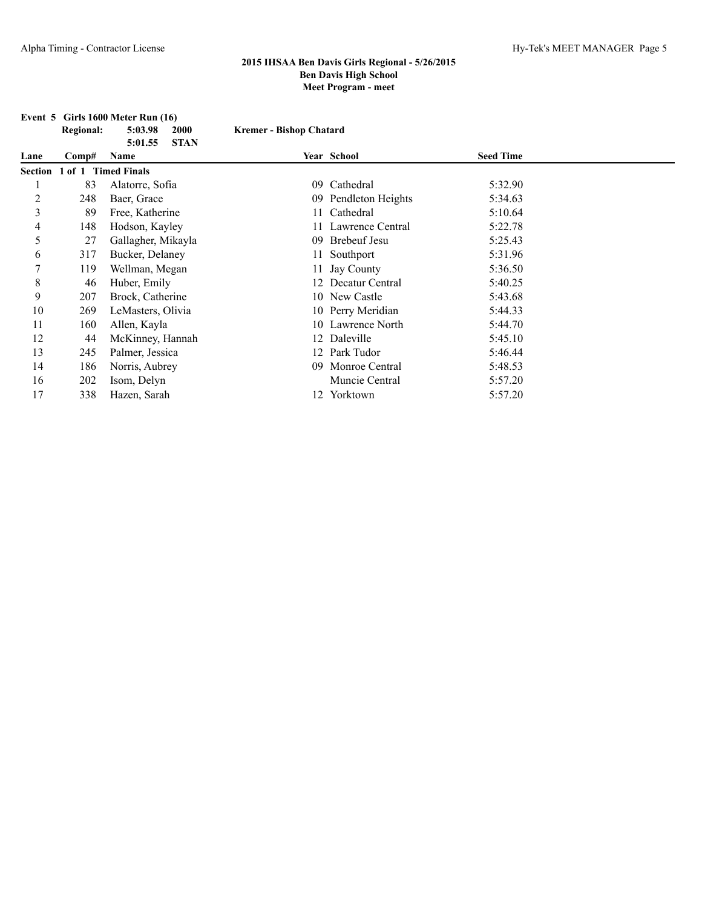## 2015 IHSAA Ben Davis Girls Regional - 5/26/2015
## Ben Davis High School
## Meet Program - meet

### Event 5 Girls 1600 Meter Run (16)

**Regional:** 5:03.98 **2000** **Kremer - Bishop Chatard**
5:01.55 **STAN**

| Lane | Comp# | Name | Year | School | Seed Time |
|---|---|---|---|---|---|
| **Section 1 of 1 Timed Finals** | | | | | |
| 1 | 83 | Alatorre, Sofia | 09 | Cathedral | 5:32.90 |
| 2 | 248 | Baer, Grace | 09 | Pendleton Heights | 5:34.63 |
| 3 | 89 | Free, Katherine | 11 | Cathedral | 5:10.64 |
| 4 | 148 | Hodson, Kayley | 11 | Lawrence Central | 5:22.78 |
| 5 | 27 | Gallagher, Mikayla | 09 | Brebeuf Jesu | 5:25.43 |
| 6 | 317 | Bucker, Delaney | 11 | Southport | 5:31.96 |
| 7 | 119 | Wellman, Megan | 11 | Jay County | 5:36.50 |
| 8 | 46 | Huber, Emily | 12 | Decatur Central | 5:40.25 |
| 9 | 207 | Brock, Catherine | 10 | New Castle | 5:43.68 |
| 10 | 269 | LeMasters, Olivia | 10 | Perry Meridian | 5:44.33 |
| 11 | 160 | Allen, Kayla | 10 | Lawrence North | 5:44.70 |
| 12 | 44 | McKinney, Hannah | 12 | Daleville | 5:45.10 |
| 13 | 245 | Palmer, Jessica | 12 | Park Tudor | 5:46.44 |
| 14 | 186 | Norris, Aubrey | 09 | Monroe Central | 5:48.53 |
| 16 | 202 | Isom, Delyn | | Muncie Central | 5:57.20 |
| 17 | 338 | Hazen, Sarah | 12 | Yorktown | 5:57.20 |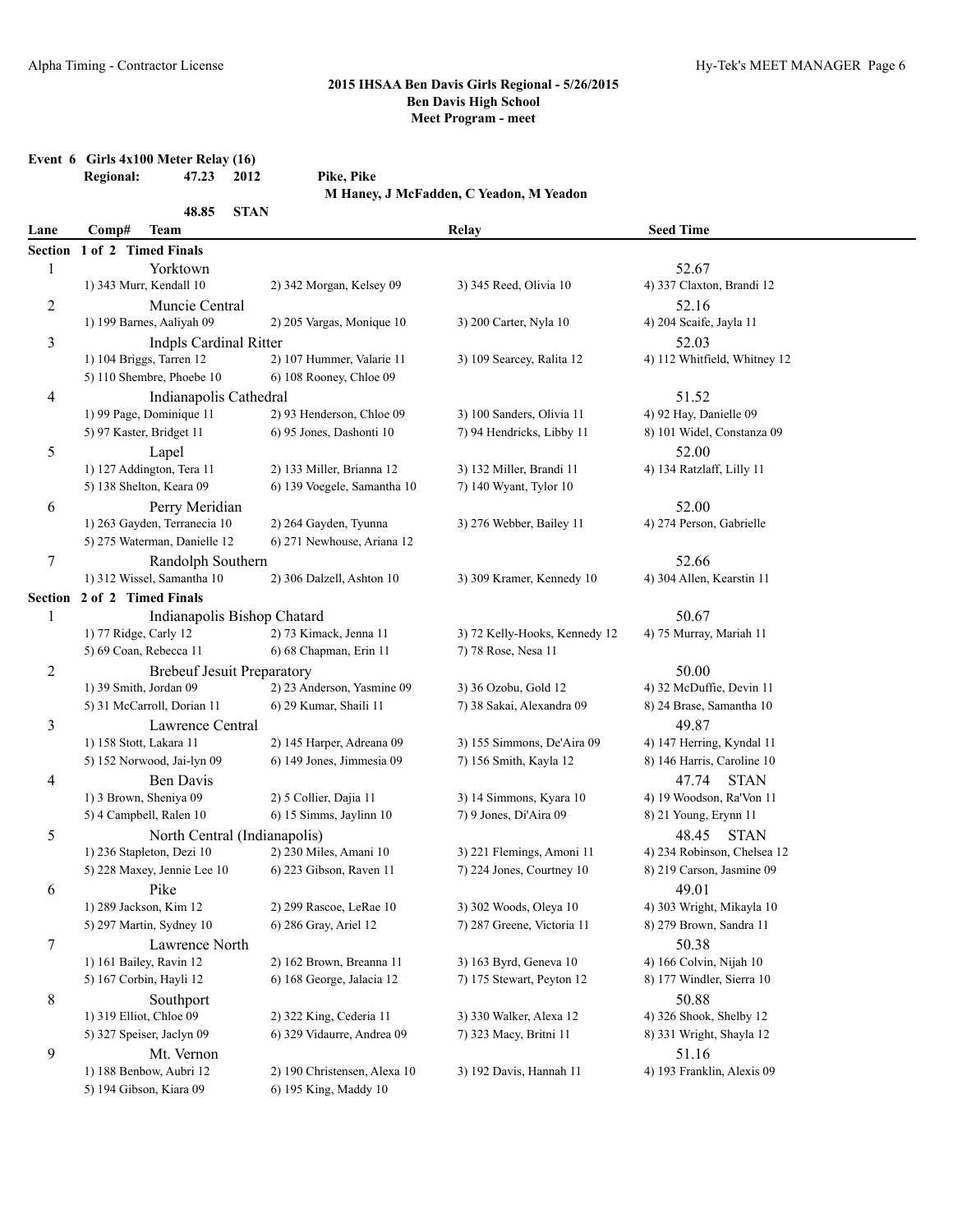## 2015 IHSAA Ben Davis Girls Regional - 5/26/2015
## Ben Davis High School
## Meet Program - meet

**Event 6 Girls 4x100 Meter Relay (16)**

**Regional: 47.23 2012 Pike, Pike**
**M Haney, J McFadden, C Yeadon, M Yeadon**

**48.85 STAN**

| Lane | Comp# Team | | Relay | Seed Time |
|---|---|---|---|---|
| **Section 1 of 2 Timed Finals** | | | | |
| 1 | Yorktown | | | 52.67 |
| | 1) 343 Murr, Kendall 10 | 2) 342 Morgan, Kelsey 09 | 3) 345 Reed, Olivia 10 | 4) 337 Claxton, Brandi 12 |
| 2 | Muncie Central | | | 52.16 |
| | 1) 199 Barnes, Aaliyah 09 | 2) 205 Vargas, Monique 10 | 3) 200 Carter, Nyla 10 | 4) 204 Scaife, Jayla 11 |
| 3 | Indpls Cardinal Ritter | | | 52.03 |
| | 1) 104 Briggs, Tarren 12 | 2) 107 Hummer, Valarie 11 | 3) 109 Searcey, Ralita 12 | 4) 112 Whitfield, Whitney 12 |
| | 5) 110 Shembre, Phoebe 10 | 6) 108 Rooney, Chloe 09 | | |
| 4 | Indianapolis Cathedral | | | 51.52 |
| | 1) 99 Page, Dominique 11 | 2) 93 Henderson, Chloe 09 | 3) 100 Sanders, Olivia 11 | 4) 92 Hay, Danielle 09 |
| | 5) 97 Kaster, Bridget 11 | 6) 95 Jones, Dashonti 10 | 7) 94 Hendricks, Libby 11 | 8) 101 Widel, Constanza 09 |
| 5 | Lapel | | | 52.00 |
| | 1) 127 Addington, Tera 11 | 2) 133 Miller, Brianna 12 | 3) 132 Miller, Brandi 11 | 4) 134 Ratzlaff, Lilly 11 |
| | 5) 138 Shelton, Keara 09 | 6) 139 Voegele, Samantha 10 | 7) 140 Wyant, Tylor 10 | |
| 6 | Perry Meridian | | | 52.00 |
| | 1) 263 Gayden, Terranecia 10 | 2) 264 Gayden, Tyunna | 3) 276 Webber, Bailey 11 | 4) 274 Person, Gabrielle |
| | 5) 275 Waterman, Danielle 12 | 6) 271 Newhouse, Ariana 12 | | |
| 7 | Randolph Southern | | | 52.66 |
| | 1) 312 Wissel, Samantha 10 | 2) 306 Dalzell, Ashton 10 | 3) 309 Kramer, Kennedy 10 | 4) 304 Allen, Kearstin 11 |
| **Section 2 of 2 Timed Finals** | | | | |
| 1 | Indianapolis Bishop Chatard | | | 50.67 |
| | 1) 77 Ridge, Carly 12 | 2) 73 Kimack, Jenna 11 | 3) 72 Kelly-Hooks, Kennedy 12 | 4) 75 Murray, Mariah 11 |
| | 5) 69 Coan, Rebecca 11 | 6) 68 Chapman, Erin 11 | 7) 78 Rose, Nesa 11 | |
| 2 | Brebeuf Jesuit Preparatory | | | 50.00 |
| | 1) 39 Smith, Jordan 09 | 2) 23 Anderson, Yasmine 09 | 3) 36 Ozobu, Gold 12 | 4) 32 McDuffie, Devin 11 |
| | 5) 31 McCarroll, Dorian 11 | 6) 29 Kumar, Shaili 11 | 7) 38 Sakai, Alexandra 09 | 8) 24 Brase, Samantha 10 |
| 3 | Lawrence Central | | | 49.87 |
| | 1) 158 Stott, Lakara 11 | 2) 145 Harper, Adreana 09 | 3) 155 Simmons, De'Aira 09 | 4) 147 Herring, Kyndal 11 |
| | 5) 152 Norwood, Jai-lyn 09 | 6) 149 Jones, Jimmesia 09 | 7) 156 Smith, Kayla 12 | 8) 146 Harris, Caroline 10 |
| 4 | Ben Davis | | | 47.74 STAN |
| | 1) 3 Brown, Sheniya 09 | 2) 5 Collier, Dajia 11 | 3) 14 Simmons, Kyara 10 | 4) 19 Woodson, Ra'Von 11 |
| | 5) 4 Campbell, Ralen 10 | 6) 15 Simms, Jaylinn 10 | 7) 9 Jones, Di'Aira 09 | 8) 21 Young, Erynn 11 |
| 5 | North Central (Indianapolis) | | | 48.45 STAN |
| | 1) 236 Stapleton, Dezi 10 | 2) 230 Miles, Amani 10 | 3) 221 Flemings, Amoni 11 | 4) 234 Robinson, Chelsea 12 |
| | 5) 228 Maxey, Jennie Lee 10 | 6) 223 Gibson, Raven 11 | 7) 224 Jones, Courtney 10 | 8) 219 Carson, Jasmine 09 |
| 6 | Pike | | | 49.01 |
| | 1) 289 Jackson, Kim 12 | 2) 299 Rascoe, LeRae 10 | 3) 302 Woods, Oleya 10 | 4) 303 Wright, Mikayla 10 |
| | 5) 297 Martin, Sydney 10 | 6) 286 Gray, Ariel 12 | 7) 287 Greene, Victoria 11 | 8) 279 Brown, Sandra 11 |
| 7 | Lawrence North | | | 50.38 |
| | 1) 161 Bailey, Ravin 12 | 2) 162 Brown, Breanna 11 | 3) 163 Byrd, Geneva 10 | 4) 166 Colvin, Nijah 10 |
| | 5) 167 Corbin, Hayli 12 | 6) 168 George, Jalacia 12 | 7) 175 Stewart, Peyton 12 | 8) 177 Windler, Sierra 10 |
| 8 | Southport | | | 50.88 |
| | 1) 319 Elliot, Chloe 09 | 2) 322 King, Cederia 11 | 3) 330 Walker, Alexa 12 | 4) 326 Shook, Shelby 12 |
| | 5) 327 Speiser, Jaclyn 09 | 6) 329 Vidaurre, Andrea 09 | 7) 323 Macy, Britni 11 | 8) 331 Wright, Shayla 12 |
| 9 | Mt. Vernon | | | 51.16 |
| | 1) 188 Benbow, Aubri 12 | 2) 190 Christensen, Alexa 10 | 3) 192 Davis, Hannah 11 | 4) 193 Franklin, Alexis 09 |
| | 5) 194 Gibson, Kiara 09 | 6) 195 King, Maddy 10 | | |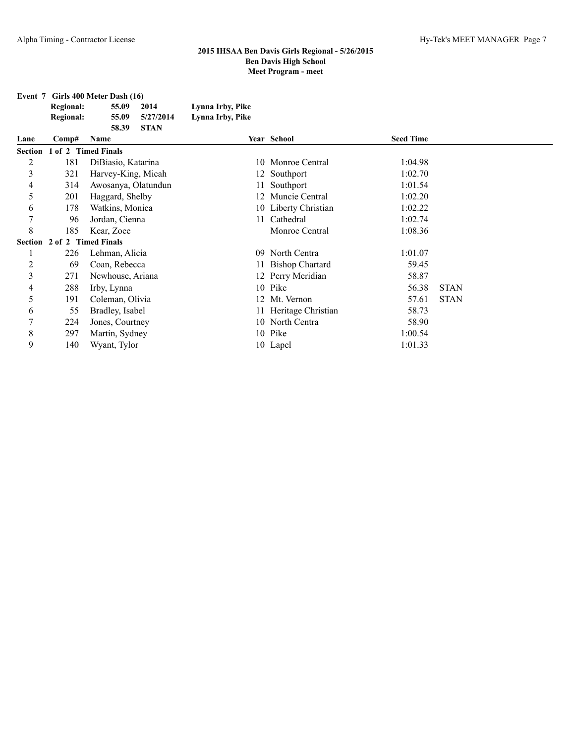## 2015 IHSAA Ben Davis Girls Regional - 5/26/2015
## Ben Davis High School
## Meet Program - meet

### Event 7 Girls 400 Meter Dash (16)

| | | | |
|---|---|---|---|
| **Regional:** | **55.09** | **2014** | **Lynna Irby, Pike** |
| **Regional:** | **55.09** | **5/27/2014** | **Lynna Irby, Pike** |
| | **58.39** | **STAN** | |

| Lane | Comp# | Name | Year | School | Seed Time | |
|---|---|---|---|---|---|---|
| **Section 1 of 2 Timed Finals** | | | | | | |
| 2 | 181 | DiBiasio, Katarina | 10 | Monroe Central | 1:04.98 | |
| 3 | 321 | Harvey-King, Micah | 12 | Southport | 1:02.70 | |
| 4 | 314 | Awosanya, Olatundun | 11 | Southport | 1:01.54 | |
| 5 | 201 | Haggard, Shelby | 12 | Muncie Central | 1:02.20 | |
| 6 | 178 | Watkins, Monica | 10 | Liberty Christian | 1:02.22 | |
| 7 | 96 | Jordan, Cienna | 11 | Cathedral | 1:02.74 | |
| 8 | 185 | Kear, Zoee | | Monroe Central | 1:08.36 | |
| **Section 2 of 2 Timed Finals** | | | | | | |
| 1 | 226 | Lehman, Alicia | 09 | North Centra | 1:01.07 | |
| 2 | 69 | Coan, Rebecca | 11 | Bishop Chartard | 59.45 | |
| 3 | 271 | Newhouse, Ariana | 12 | Perry Meridian | 58.87 | |
| 4 | 288 | Irby, Lynna | 10 | Pike | 56.38 | STAN |
| 5 | 191 | Coleman, Olivia | 12 | Mt. Vernon | 57.61 | STAN |
| 6 | 55 | Bradley, Isabel | 11 | Heritage Christian | 58.73 | |
| 7 | 224 | Jones, Courtney | 10 | North Centra | 58.90 | |
| 8 | 297 | Martin, Sydney | 10 | Pike | 1:00.54 | |
| 9 | 140 | Wyant, Tylor | 10 | Lapel | 1:01.33 | |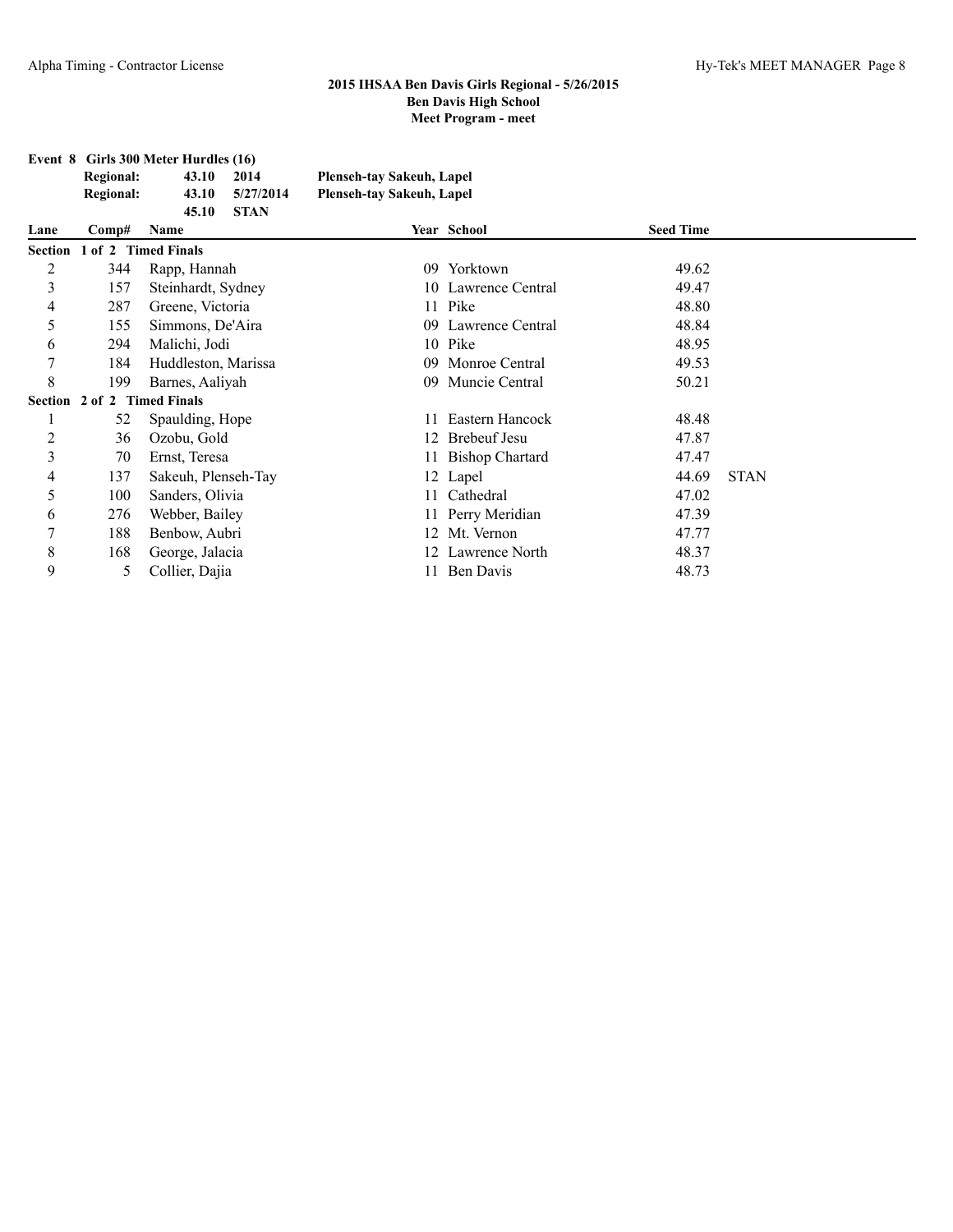## 2015 IHSAA Ben Davis Girls Regional - 5/26/2015
### Ben Davis High School
### Meet Program - meet

**Event 8 Girls 300 Meter Hurdles (16)**

| | | | |
|---|---|---|---|
| **Regional:** | **43.10** | **2014** | **Plenseh-tay Sakeuh, Lapel** |
| **Regional:** | **43.10** | **5/27/2014** | **Plenseh-tay Sakeuh, Lapel** |
| | **45.10** | **STAN** | |

| Lane | Comp# | Name | Year | School | Seed Time | |
|---|---|---|---|---|---|---|
| **Section 1 of 2 Timed Finals** | | | | | | |
| 2 | 344 | Rapp, Hannah | 09 | Yorktown | 49.62 | |
| 3 | 157 | Steinhardt, Sydney | 10 | Lawrence Central | 49.47 | |
| 4 | 287 | Greene, Victoria | 11 | Pike | 48.80 | |
| 5 | 155 | Simmons, De'Aira | 09 | Lawrence Central | 48.84 | |
| 6 | 294 | Malichi, Jodi | 10 | Pike | 48.95 | |
| 7 | 184 | Huddleston, Marissa | 09 | Monroe Central | 49.53 | |
| 8 | 199 | Barnes, Aaliyah | 09 | Muncie Central | 50.21 | |
| **Section 2 of 2 Timed Finals** | | | | | | |
| 1 | 52 | Spaulding, Hope | 11 | Eastern Hancock | 48.48 | |
| 2 | 36 | Ozobu, Gold | 12 | Brebeuf Jesu | 47.87 | |
| 3 | 70 | Ernst, Teresa | 11 | Bishop Chartard | 47.47 | |
| 4 | 137 | Sakeuh, Plenseh-Tay | 12 | Lapel | 44.69 | STAN |
| 5 | 100 | Sanders, Olivia | 11 | Cathedral | 47.02 | |
| 6 | 276 | Webber, Bailey | 11 | Perry Meridian | 47.39 | |
| 7 | 188 | Benbow, Aubri | 12 | Mt. Vernon | 47.77 | |
| 8 | 168 | George, Jalacia | 12 | Lawrence North | 48.37 | |
| 9 | 5 | Collier, Dajia | 11 | Ben Davis | 48.73 | |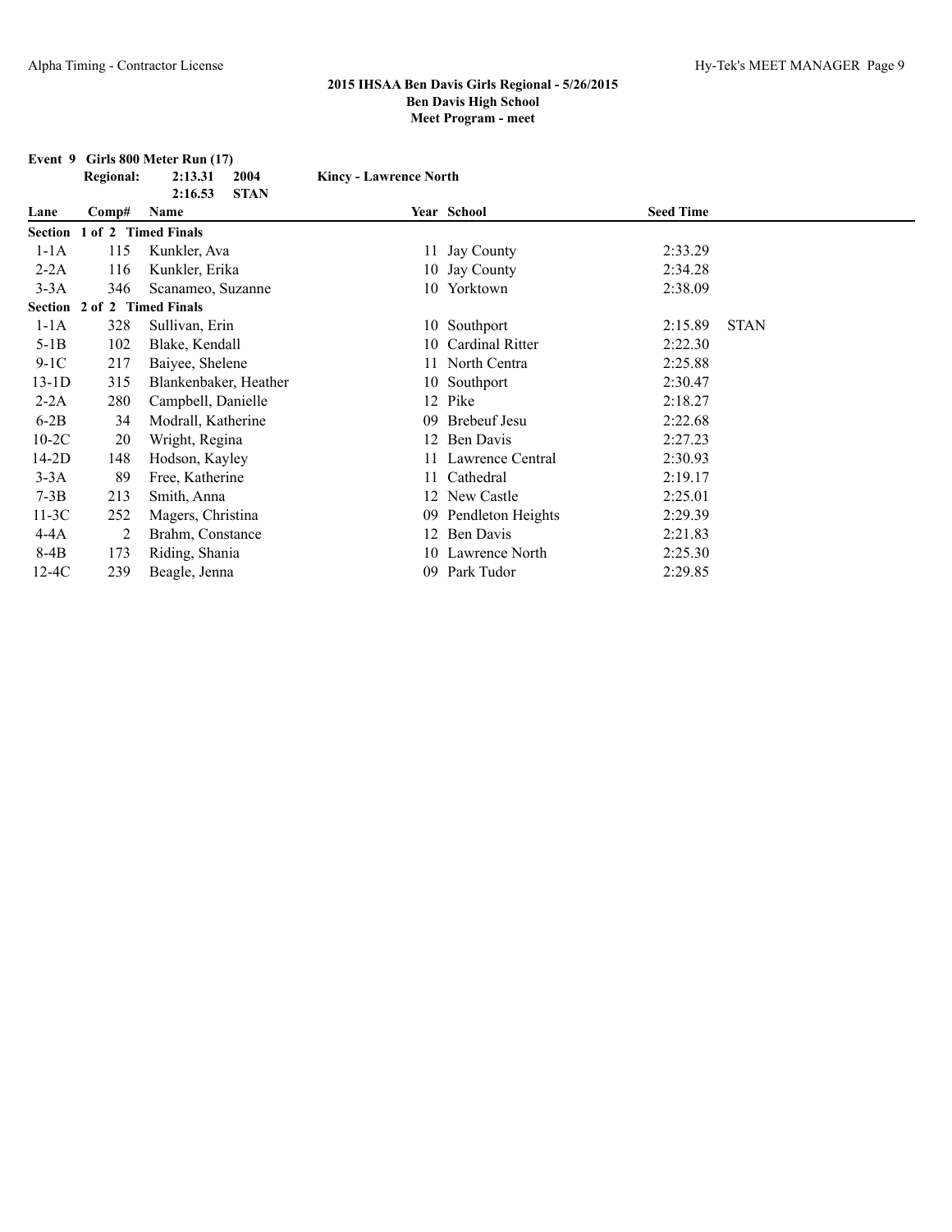**2015 IHSAA Ben Davis Girls Regional - 5/26/2015**
**Ben Davis High School**
**Meet Program - meet**

**Event 9 Girls 800 Meter Run (17)**

**Regional:** 2:13.31 2004 **Kincy - Lawrence North**
2:16.53 **STAN**

| Lane | Comp# | Name | Year | School | Seed Time | |
|---|---|---|---|---|---|---|
| **Section 1 of 2 Timed Finals** | | | | | | |
| 1-1A | 115 | Kunkler, Ava | 11 | Jay County | 2:33.29 | |
| 2-2A | 116 | Kunkler, Erika | 10 | Jay County | 2:34.28 | |
| 3-3A | 346 | Scanameo, Suzanne | 10 | Yorktown | 2:38.09 | |
| **Section 2 of 2 Timed Finals** | | | | | | |
| 1-1A | 328 | Sullivan, Erin | 10 | Southport | 2:15.89 | STAN |
| 5-1B | 102 | Blake, Kendall | 10 | Cardinal Ritter | 2:22.30 | |
| 9-1C | 217 | Baiyee, Shelene | 11 | North Centra | 2:25.88 | |
| 13-1D | 315 | Blankenbaker, Heather | 10 | Southport | 2:30.47 | |
| 2-2A | 280 | Campbell, Danielle | 12 | Pike | 2:18.27 | |
| 6-2B | 34 | Modrall, Katherine | 09 | Brebeuf Jesu | 2:22.68 | |
| 10-2C | 20 | Wright, Regina | 12 | Ben Davis | 2:27.23 | |
| 14-2D | 148 | Hodson, Kayley | 11 | Lawrence Central | 2:30.93 | |
| 3-3A | 89 | Free, Katherine | 11 | Cathedral | 2:19.17 | |
| 7-3B | 213 | Smith, Anna | 12 | New Castle | 2:25.01 | |
| 11-3C | 252 | Magers, Christina | 09 | Pendleton Heights | 2:29.39 | |
| 4-4A | 2 | Brahm, Constance | 12 | Ben Davis | 2:21.83 | |
| 8-4B | 173 | Riding, Shania | 10 | Lawrence North | 2:25.30 | |
| 12-4C | 239 | Beagle, Jenna | 09 | Park Tudor | 2:29.85 | |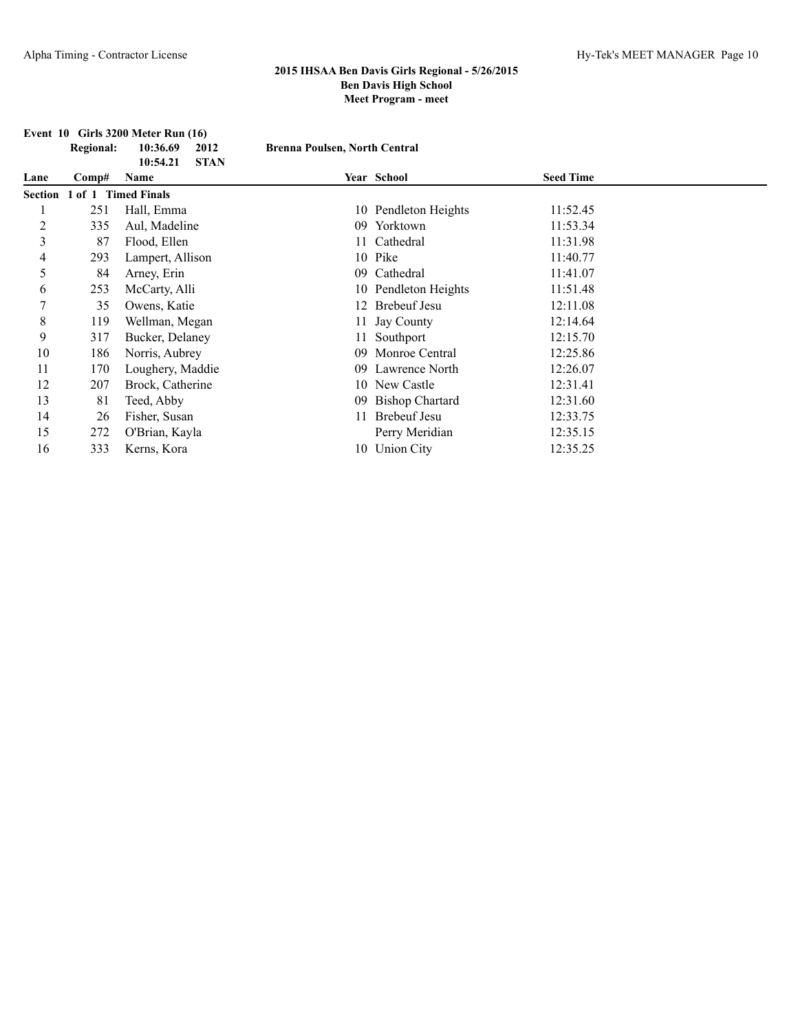## 2015 IHSAA Ben Davis Girls Regional - 5/26/2015
## Ben Davis High School
## Meet Program - meet

**Event 10 Girls 3200 Meter Run (16)**

**Regional:** 10:36.69 2012 **Brenna Poulsen, North Central**
10:54.21 **STAN**

| Lane | Comp# | Name | Year | School | Seed Time |
|---|---|---|---|---|---|
| **Section 1 of 1 Timed Finals** | | | | | |
| 1 | 251 | Hall, Emma | 10 | Pendleton Heights | 11:52.45 |
| 2 | 335 | Aul, Madeline | 09 | Yorktown | 11:53.34 |
| 3 | 87 | Flood, Ellen | 11 | Cathedral | 11:31.98 |
| 4 | 293 | Lampert, Allison | 10 | Pike | 11:40.77 |
| 5 | 84 | Arney, Erin | 09 | Cathedral | 11:41.07 |
| 6 | 253 | McCarty, Alli | 10 | Pendleton Heights | 11:51.48 |
| 7 | 35 | Owens, Katie | 12 | Brebeuf Jesu | 12:11.08 |
| 8 | 119 | Wellman, Megan | 11 | Jay County | 12:14.64 |
| 9 | 317 | Bucker, Delaney | 11 | Southport | 12:15.70 |
| 10 | 186 | Norris, Aubrey | 09 | Monroe Central | 12:25.86 |
| 11 | 170 | Loughery, Maddie | 09 | Lawrence North | 12:26.07 |
| 12 | 207 | Brock, Catherine | 10 | New Castle | 12:31.41 |
| 13 | 81 | Teed, Abby | 09 | Bishop Chartard | 12:31.60 |
| 14 | 26 | Fisher, Susan | 11 | Brebeuf Jesu | 12:33.75 |
| 15 | 272 | O'Brian, Kayla | | Perry Meridian | 12:35.15 |
| 16 | 333 | Kerns, Kora | 10 | Union City | 12:35.25 |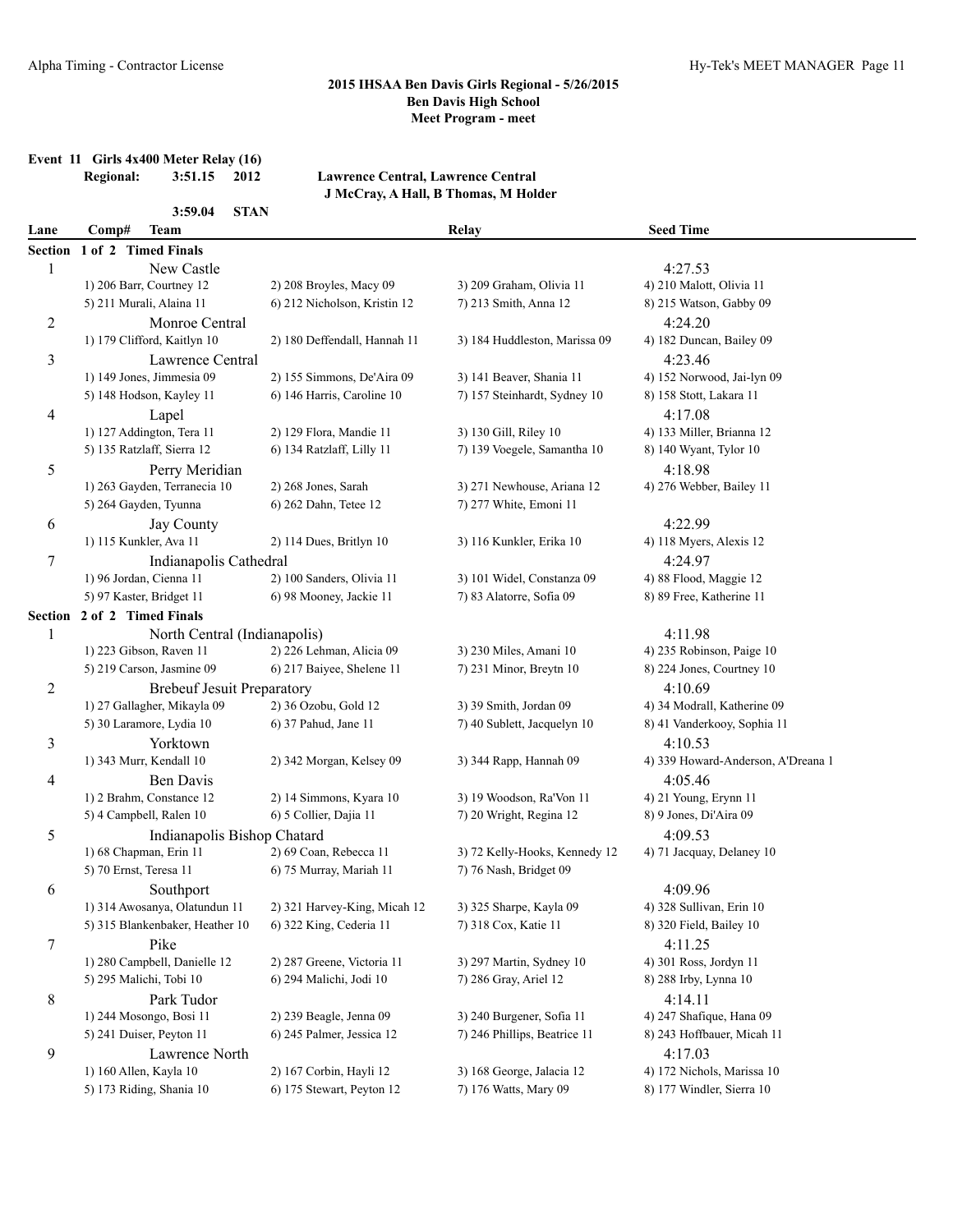## 2015 IHSAA Ben Davis Girls Regional - 5/26/2015
## Ben Davis High School
## Meet Program - meet

**Event 11 Girls 4x400 Meter Relay (16)**

**Regional: 3:51.15 2012 Lawrence Central, Lawrence Central**
**J McCray, A Hall, B Thomas, M Holder**

**3:59.04 STAN**

| Lane | Comp# Team | | Relay | Seed Time |
|---|---|---|---|---|
| **Section 1 of 2 Timed Finals** | | | | |
| 1 | New Castle | | | 4:27.53 |
| | 1) 206 Barr, Courtney 12 | 2) 208 Broyles, Macy 09 | 3) 209 Graham, Olivia 11 | 4) 210 Malott, Olivia 11 |
| | 5) 211 Murali, Alaina 11 | 6) 212 Nicholson, Kristin 12 | 7) 213 Smith, Anna 12 | 8) 215 Watson, Gabby 09 |
| 2 | Monroe Central | | | 4:24.20 |
| | 1) 179 Clifford, Kaitlyn 10 | 2) 180 Deffendall, Hannah 11 | 3) 184 Huddleston, Marissa 09 | 4) 182 Duncan, Bailey 09 |
| 3 | Lawrence Central | | | 4:23.46 |
| | 1) 149 Jones, Jimmesia 09 | 2) 155 Simmons, De'Aira 09 | 3) 141 Beaver, Shania 11 | 4) 152 Norwood, Jai-lyn 09 |
| | 5) 148 Hodson, Kayley 11 | 6) 146 Harris, Caroline 10 | 7) 157 Steinhardt, Sydney 10 | 8) 158 Stott, Lakara 11 |
| 4 | Lapel | | | 4:17.08 |
| | 1) 127 Addington, Tera 11 | 2) 129 Flora, Mandie 11 | 3) 130 Gill, Riley 10 | 4) 133 Miller, Brianna 12 |
| | 5) 135 Ratzlaff, Sierra 12 | 6) 134 Ratzlaff, Lilly 11 | 7) 139 Voegele, Samantha 10 | 8) 140 Wyant, Tylor 10 |
| 5 | Perry Meridian | | | 4:18.98 |
| | 1) 263 Gayden, Terranecia 10 | 2) 268 Jones, Sarah | 3) 271 Newhouse, Ariana 12 | 4) 276 Webber, Bailey 11 |
| | 5) 264 Gayden, Tyunna | 6) 262 Dahn, Tetee 12 | 7) 277 White, Emoni 11 | |
| 6 | Jay County | | | 4:22.99 |
| | 1) 115 Kunkler, Ava 11 | 2) 114 Dues, Britlyn 10 | 3) 116 Kunkler, Erika 10 | 4) 118 Myers, Alexis 12 |
| 7 | Indianapolis Cathedral | | | 4:24.97 |
| | 1) 96 Jordan, Cienna 11 | 2) 100 Sanders, Olivia 11 | 3) 101 Widel, Constanza 09 | 4) 88 Flood, Maggie 12 |
| | 5) 97 Kaster, Bridget 11 | 6) 98 Mooney, Jackie 11 | 7) 83 Alatorre, Sofia 09 | 8) 89 Free, Katherine 11 |
| **Section 2 of 2 Timed Finals** | | | | |
| 1 | North Central (Indianapolis) | | | 4:11.98 |
| | 1) 223 Gibson, Raven 11 | 2) 226 Lehman, Alicia 09 | 3) 230 Miles, Amani 10 | 4) 235 Robinson, Paige 10 |
| | 5) 219 Carson, Jasmine 09 | 6) 217 Baiyee, Shelene 11 | 7) 231 Minor, Breytn 10 | 8) 224 Jones, Courtney 10 |
| 2 | Brebeuf Jesuit Preparatory | | | 4:10.69 |
| | 1) 27 Gallagher, Mikayla 09 | 2) 36 Ozobu, Gold 12 | 3) 39 Smith, Jordan 09 | 4) 34 Modrall, Katherine 09 |
| | 5) 30 Laramore, Lydia 10 | 6) 37 Pahud, Jane 11 | 7) 40 Sublett, Jacquelyn 10 | 8) 41 Vanderkooy, Sophia 11 |
| 3 | Yorktown | | | 4:10.53 |
| | 1) 343 Murr, Kendall 10 | 2) 342 Morgan, Kelsey 09 | 3) 344 Rapp, Hannah 09 | 4) 339 Howard-Anderson, A'Dreana 1 |
| 4 | Ben Davis | | | 4:05.46 |
| | 1) 2 Brahm, Constance 12 | 2) 14 Simmons, Kyara 10 | 3) 19 Woodson, Ra'Von 11 | 4) 21 Young, Erynn 11 |
| | 5) 4 Campbell, Ralen 10 | 6) 5 Collier, Dajia 11 | 7) 20 Wright, Regina 12 | 8) 9 Jones, Di'Aira 09 |
| 5 | Indianapolis Bishop Chatard | | | 4:09.53 |
| | 1) 68 Chapman, Erin 11 | 2) 69 Coan, Rebecca 11 | 3) 72 Kelly-Hooks, Kennedy 12 | 4) 71 Jacquay, Delaney 10 |
| | 5) 70 Ernst, Teresa 11 | 6) 75 Murray, Mariah 11 | 7) 76 Nash, Bridget 09 | |
| 6 | Southport | | | 4:09.96 |
| | 1) 314 Awosanya, Olatundun 11 | 2) 321 Harvey-King, Micah 12 | 3) 325 Sharpe, Kayla 09 | 4) 328 Sullivan, Erin 10 |
| | 5) 315 Blankenbaker, Heather 10 | 6) 322 King, Cederia 11 | 7) 318 Cox, Katie 11 | 8) 320 Field, Bailey 10 |
| 7 | Pike | | | 4:11.25 |
| | 1) 280 Campbell, Danielle 12 | 2) 287 Greene, Victoria 11 | 3) 297 Martin, Sydney 10 | 4) 301 Ross, Jordyn 11 |
| | 5) 295 Malichi, Tobi 10 | 6) 294 Malichi, Jodi 10 | 7) 286 Gray, Ariel 12 | 8) 288 Irby, Lynna 10 |
| 8 | Park Tudor | | | 4:14.11 |
| | 1) 244 Mosongo, Bosi 11 | 2) 239 Beagle, Jenna 09 | 3) 240 Burgener, Sofia 11 | 4) 247 Shafique, Hana 09 |
| | 5) 241 Duiser, Peyton 11 | 6) 245 Palmer, Jessica 12 | 7) 246 Phillips, Beatrice 11 | 8) 243 Hoffbauer, Micah 11 |
| 9 | Lawrence North | | | 4:17.03 |
| | 1) 160 Allen, Kayla 10 | 2) 167 Corbin, Hayli 12 | 3) 168 George, Jalacia 12 | 4) 172 Nichols, Marissa 10 |
| | 5) 173 Riding, Shania 10 | 6) 175 Stewart, Peyton 12 | 7) 176 Watts, Mary 09 | 8) 177 Windler, Sierra 10 |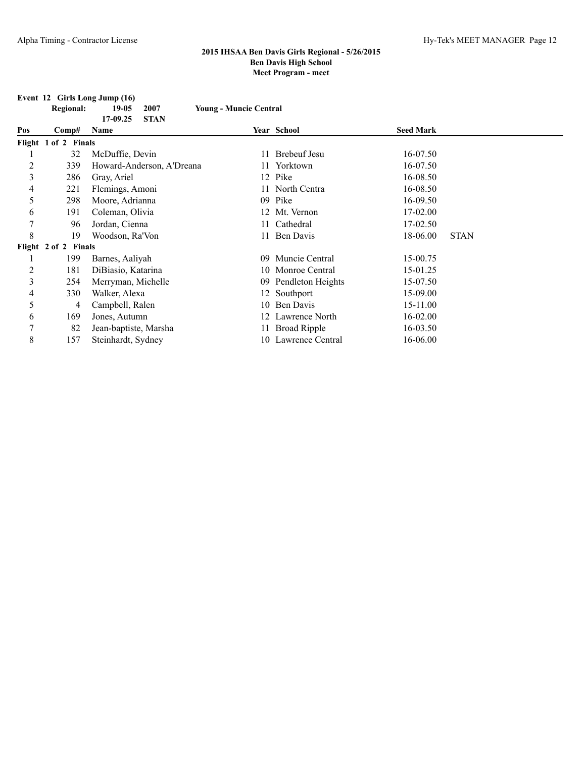**2015 IHSAA Ben Davis Girls Regional - 5/26/2015**
**Ben Davis High School**
**Meet Program - meet**

### Event 12 Girls Long Jump (16)

**Regional:** 19-05 2007 **Young - Muncie Central**
17-09.25 **STAN**

| Pos | Comp# | Name | Year | School | Seed Mark | |
|---|---|---|---|---|---|---|
| **Flight 1 of 2 Finals** | | | | | | |
| 1 | 32 | McDuffie, Devin | 11 | Brebeuf Jesu | 16-07.50 | |
| 2 | 339 | Howard-Anderson, A'Dreana | 11 | Yorktown | 16-07.50 | |
| 3 | 286 | Gray, Ariel | 12 | Pike | 16-08.50 | |
| 4 | 221 | Flemings, Amoni | 11 | North Centra | 16-08.50 | |
| 5 | 298 | Moore, Adrianna | 09 | Pike | 16-09.50 | |
| 6 | 191 | Coleman, Olivia | 12 | Mt. Vernon | 17-02.00 | |
| 7 | 96 | Jordan, Cienna | 11 | Cathedral | 17-02.50 | |
| 8 | 19 | Woodson, Ra'Von | 11 | Ben Davis | 18-06.00 | STAN |
| **Flight 2 of 2 Finals** | | | | | | |
| 1 | 199 | Barnes, Aaliyah | 09 | Muncie Central | 15-00.75 | |
| 2 | 181 | DiBiasio, Katarina | 10 | Monroe Central | 15-01.25 | |
| 3 | 254 | Merryman, Michelle | 09 | Pendleton Heights | 15-07.50 | |
| 4 | 330 | Walker, Alexa | 12 | Southport | 15-09.00 | |
| 5 | 4 | Campbell, Ralen | 10 | Ben Davis | 15-11.00 | |
| 6 | 169 | Jones, Autumn | 12 | Lawrence North | 16-02.00 | |
| 7 | 82 | Jean-baptiste, Marsha | 11 | Broad Ripple | 16-03.50 | |
| 8 | 157 | Steinhardt, Sydney | 10 | Lawrence Central | 16-06.00 | |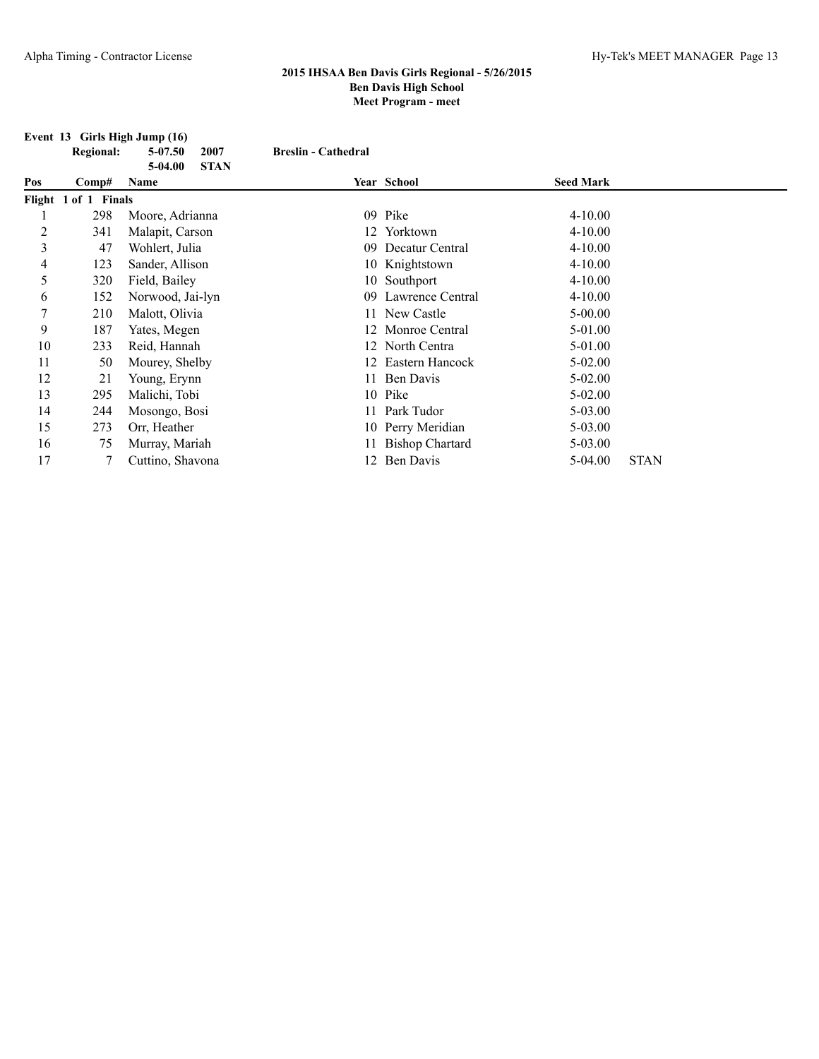## 2015 IHSAA Ben Davis Girls Regional - 5/26/2015
## Ben Davis High School
## Meet Program - meet

### Event 13 Girls High Jump (16)

**Regional:** 5-07.50 2007 Breslin - Cathedral
5-04.00 STAN

| Pos | Comp# | Name | Year | School | Seed Mark | |
|---|---|---|---|---|---|---|
| **Flight 1 of 1 Finals** | | | | | | |
| 1 | 298 | Moore, Adrianna | 09 | Pike | 4-10.00 | |
| 2 | 341 | Malapit, Carson | 12 | Yorktown | 4-10.00 | |
| 3 | 47 | Wohlert, Julia | 09 | Decatur Central | 4-10.00 | |
| 4 | 123 | Sander, Allison | 10 | Knightstown | 4-10.00 | |
| 5 | 320 | Field, Bailey | 10 | Southport | 4-10.00 | |
| 6 | 152 | Norwood, Jai-lyn | 09 | Lawrence Central | 4-10.00 | |
| 7 | 210 | Malott, Olivia | 11 | New Castle | 5-00.00 | |
| 9 | 187 | Yates, Megen | 12 | Monroe Central | 5-01.00 | |
| 10 | 233 | Reid, Hannah | 12 | North Centra | 5-01.00 | |
| 11 | 50 | Mourey, Shelby | 12 | Eastern Hancock | 5-02.00 | |
| 12 | 21 | Young, Erynn | 11 | Ben Davis | 5-02.00 | |
| 13 | 295 | Malichi, Tobi | 10 | Pike | 5-02.00 | |
| 14 | 244 | Mosongo, Bosi | 11 | Park Tudor | 5-03.00 | |
| 15 | 273 | Orr, Heather | 10 | Perry Meridian | 5-03.00 | |
| 16 | 75 | Murray, Mariah | 11 | Bishop Chartard | 5-03.00 | |
| 17 | 7 | Cuttino, Shavona | 12 | Ben Davis | 5-04.00 | STAN |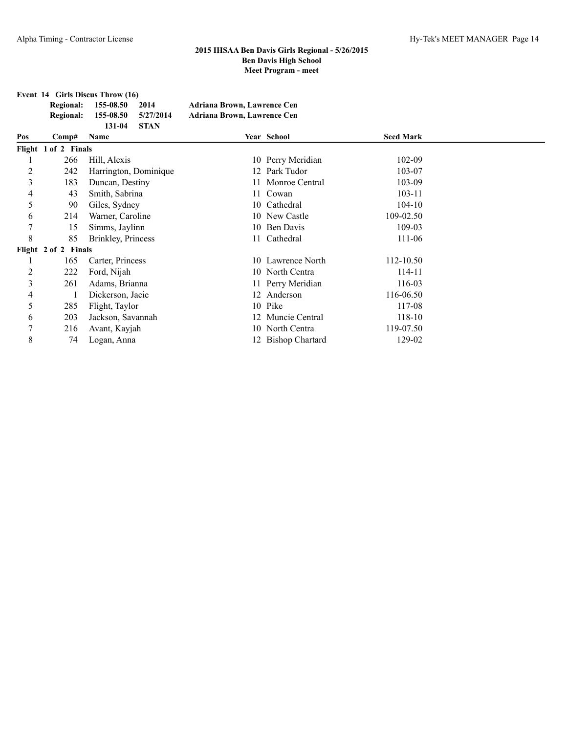**2015 IHSAA Ben Davis Girls Regional - 5/26/2015**
**Ben Davis High School**
**Meet Program - meet**

**Event 14 Girls Discus Throw (16)**

| | | | |
|---|---|---|---|
| **Regional:** | **155-08.50** | **2014** | **Adriana Brown, Lawrence Cen** |
| **Regional:** | **155-08.50** | **5/27/2014** | **Adriana Brown, Lawrence Cen** |
| | **131-04** | **STAN** | |

| Pos | Comp# | Name | Year | School | Seed Mark |
|---|---|---|---|---|---|
| **Flight 1 of 2 Finals** | | | | | |
| 1 | 266 | Hill, Alexis | 10 | Perry Meridian | 102-09 |
| 2 | 242 | Harrington, Dominique | 12 | Park Tudor | 103-07 |
| 3 | 183 | Duncan, Destiny | 11 | Monroe Central | 103-09 |
| 4 | 43 | Smith, Sabrina | 11 | Cowan | 103-11 |
| 5 | 90 | Giles, Sydney | 10 | Cathedral | 104-10 |
| 6 | 214 | Warner, Caroline | 10 | New Castle | 109-02.50 |
| 7 | 15 | Simms, Jaylinn | 10 | Ben Davis | 109-03 |
| 8 | 85 | Brinkley, Princess | 11 | Cathedral | 111-06 |
| **Flight 2 of 2 Finals** | | | | | |
| 1 | 165 | Carter, Princess | 10 | Lawrence North | 112-10.50 |
| 2 | 222 | Ford, Nijah | 10 | North Centra | 114-11 |
| 3 | 261 | Adams, Brianna | 11 | Perry Meridian | 116-03 |
| 4 | 1 | Dickerson, Jacie | 12 | Anderson | 116-06.50 |
| 5 | 285 | Flight, Taylor | 10 | Pike | 117-08 |
| 6 | 203 | Jackson, Savannah | 12 | Muncie Central | 118-10 |
| 7 | 216 | Avant, Kayjah | 10 | North Centra | 119-07.50 |
| 8 | 74 | Logan, Anna | 12 | Bishop Chartard | 129-02 |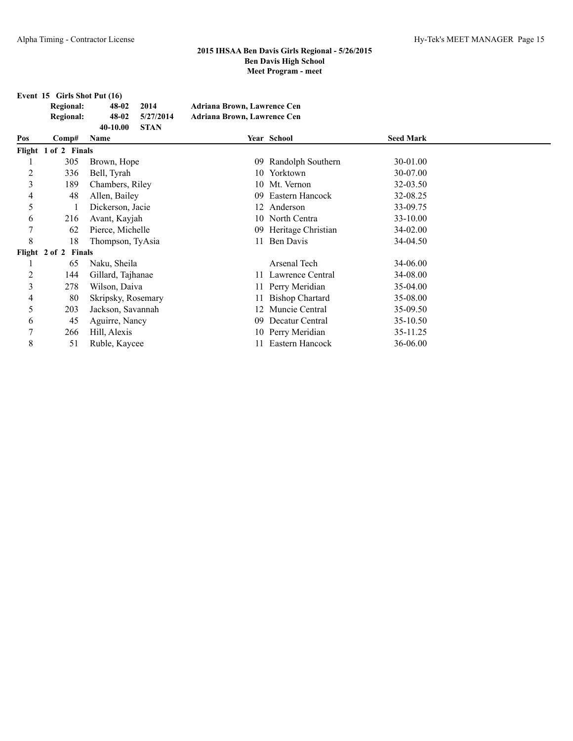## 2015 IHSAA Ben Davis Girls Regional - 5/26/2015
## Ben Davis High School
## Meet Program - meet

**Event 15 Girls Shot Put (16)**

| | | | |
|---|---|---|---|
| **Regional:** | **48-02** | **2014** | **Adriana Brown, Lawrence Cen** |
| **Regional:** | **48-02** | **5/27/2014** | **Adriana Brown, Lawrence Cen** |
| | **40-10.00** | **STAN** | |

| Pos | Comp# | Name | Year | School | Seed Mark |
|---|---|---|---|---|---|
| **Flight 1 of 2 Finals** | | | | | |
| 1 | 305 | Brown, Hope | 09 | Randolph Southern | 30-01.00 |
| 2 | 336 | Bell, Tyrah | 10 | Yorktown | 30-07.00 |
| 3 | 189 | Chambers, Riley | 10 | Mt. Vernon | 32-03.50 |
| 4 | 48 | Allen, Bailey | 09 | Eastern Hancock | 32-08.25 |
| 5 | 1 | Dickerson, Jacie | 12 | Anderson | 33-09.75 |
| 6 | 216 | Avant, Kayjah | 10 | North Centra | 33-10.00 |
| 7 | 62 | Pierce, Michelle | 09 | Heritage Christian | 34-02.00 |
| 8 | 18 | Thompson, TyAsia | 11 | Ben Davis | 34-04.50 |
| **Flight 2 of 2 Finals** | | | | | |
| 1 | 65 | Naku, Sheila | | Arsenal Tech | 34-06.00 |
| 2 | 144 | Gillard, Tajhanae | 11 | Lawrence Central | 34-08.00 |
| 3 | 278 | Wilson, Daiva | 11 | Perry Meridian | 35-04.00 |
| 4 | 80 | Skripsky, Rosemary | 11 | Bishop Chartard | 35-08.00 |
| 5 | 203 | Jackson, Savannah | 12 | Muncie Central | 35-09.50 |
| 6 | 45 | Aguirre, Nancy | 09 | Decatur Central | 35-10.50 |
| 7 | 266 | Hill, Alexis | 10 | Perry Meridian | 35-11.25 |
| 8 | 51 | Ruble, Kaycee | 11 | Eastern Hancock | 36-06.00 |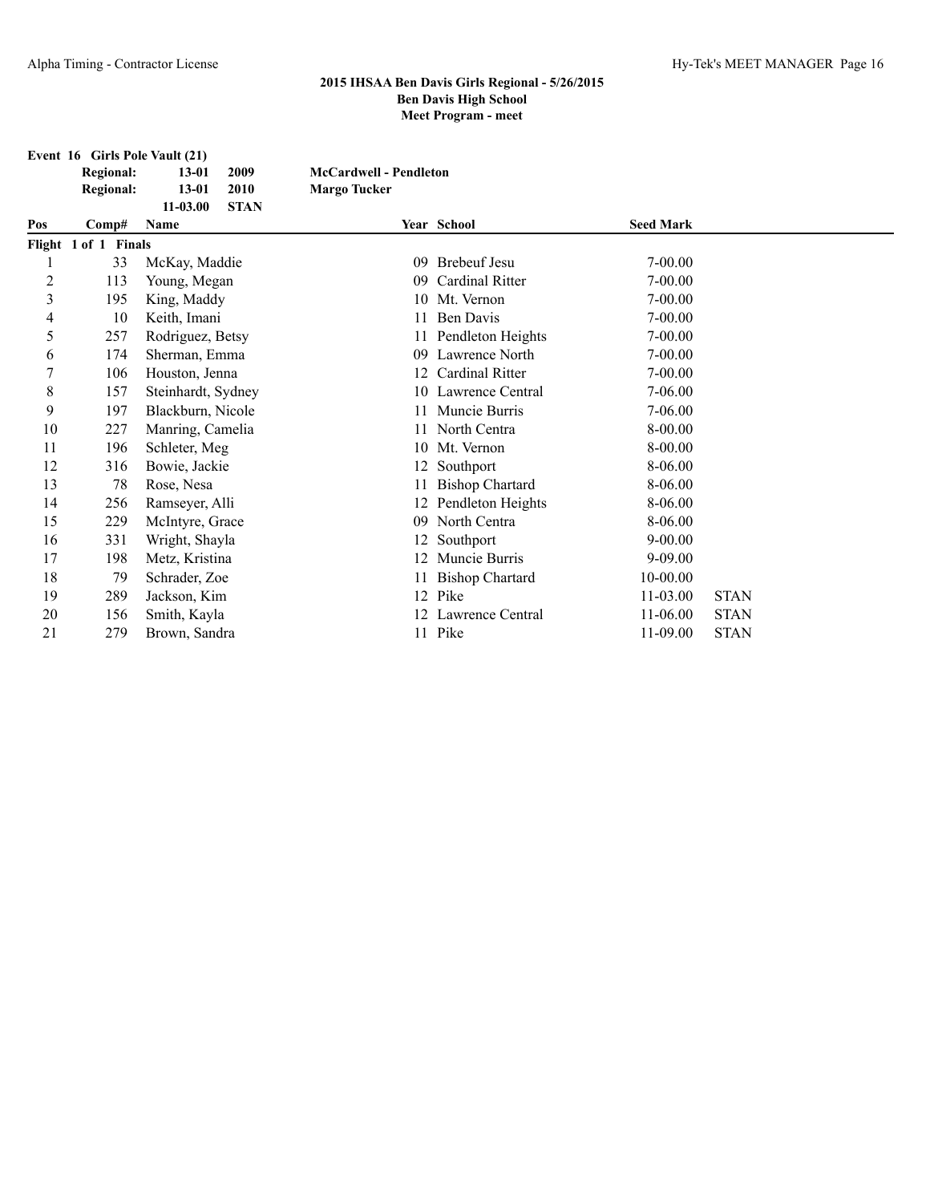## 2015 IHSAA Ben Davis Girls Regional - 5/26/2015
## Ben Davis High School
## Meet Program - meet

**Event 16 Girls Pole Vault (21)**

| | | | | |
|---|---|---|---|---|
| **Regional:** | **13-01** | **2009** | **McCardwell - Pendleton** | |
| **Regional:** | **13-01** | **2010** | **Margo Tucker** | |
| | **11-03.00** | **STAN** | | |

| Pos | Comp# | Name | Year | School | Seed Mark | |
|---|---|---|---|---|---|---|
| **Flight 1 of 1 Finals** | | | | | | |
| 1 | 33 | McKay, Maddie | 09 | Brebeuf Jesu | 7-00.00 | |
| 2 | 113 | Young, Megan | 09 | Cardinal Ritter | 7-00.00 | |
| 3 | 195 | King, Maddy | 10 | Mt. Vernon | 7-00.00 | |
| 4 | 10 | Keith, Imani | 11 | Ben Davis | 7-00.00 | |
| 5 | 257 | Rodriguez, Betsy | 11 | Pendleton Heights | 7-00.00 | |
| 6 | 174 | Sherman, Emma | 09 | Lawrence North | 7-00.00 | |
| 7 | 106 | Houston, Jenna | 12 | Cardinal Ritter | 7-00.00 | |
| 8 | 157 | Steinhardt, Sydney | 10 | Lawrence Central | 7-06.00 | |
| 9 | 197 | Blackburn, Nicole | 11 | Muncie Burris | 7-06.00 | |
| 10 | 227 | Manring, Camelia | 11 | North Centra | 8-00.00 | |
| 11 | 196 | Schleter, Meg | 10 | Mt. Vernon | 8-00.00 | |
| 12 | 316 | Bowie, Jackie | 12 | Southport | 8-06.00 | |
| 13 | 78 | Rose, Nesa | 11 | Bishop Chartard | 8-06.00 | |
| 14 | 256 | Ramseyer, Alli | 12 | Pendleton Heights | 8-06.00 | |
| 15 | 229 | McIntyre, Grace | 09 | North Centra | 8-06.00 | |
| 16 | 331 | Wright, Shayla | 12 | Southport | 9-00.00 | |
| 17 | 198 | Metz, Kristina | 12 | Muncie Burris | 9-09.00 | |
| 18 | 79 | Schrader, Zoe | 11 | Bishop Chartard | 10-00.00 | |
| 19 | 289 | Jackson, Kim | 12 | Pike | 11-03.00 | STAN |
| 20 | 156 | Smith, Kayla | 12 | Lawrence Central | 11-06.00 | STAN |
| 21 | 279 | Brown, Sandra | 11 | Pike | 11-09.00 | STAN |